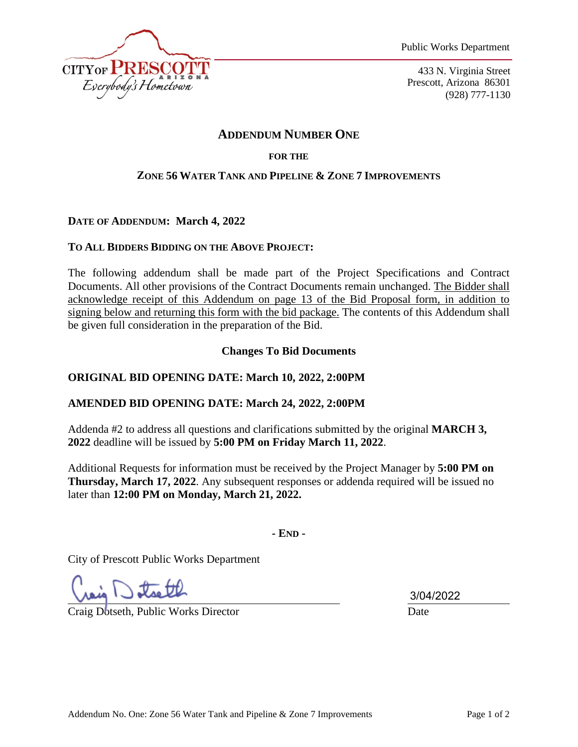CITY OF PRESCOTT
ARIZONA
*Everybody's Hometown*

Public Works Department

433 N. Virginia Street
Prescott, Arizona 86301
(928) 777-1130

# ADDENDUM NUMBER ONE

**FOR THE**

## ZONE 56 WATER TANK AND PIPELINE & ZONE 7 IMPROVEMENTS

**DATE OF ADDENDUM: March 4, 2022**

**TO ALL BIDDERS BIDDING ON THE ABOVE PROJECT:**

The following addendum shall be made part of the Project Specifications and Contract Documents. All other provisions of the Contract Documents remain unchanged. <u>The Bidder shall acknowledge receipt of this Addendum on page 13 of the Bid Proposal form, in addition to signing below and returning this form with the bid package.</u> The contents of this Addendum shall be given full consideration in the preparation of the Bid.

**Changes To Bid Documents**

**ORIGINAL BID OPENING DATE: March 10, 2022, 2:00PM**

**AMENDED BID OPENING DATE: March 24, 2022, 2:00PM**

Addenda #2 to address all questions and clarifications submitted by the original **MARCH 3, 2022** deadline will be issued by **5:00 PM on Friday March 11, 2022**.

Additional Requests for information must be received by the Project Manager by **5:00 PM on Thursday, March 17, 2022**. Any subsequent responses or addenda required will be issued no later than **12:00 PM on Monday, March 21, 2022.**

**- END -**

City of Prescott Public Works Department

Craig Dotseth, Public Works Director

3/04/2022
Date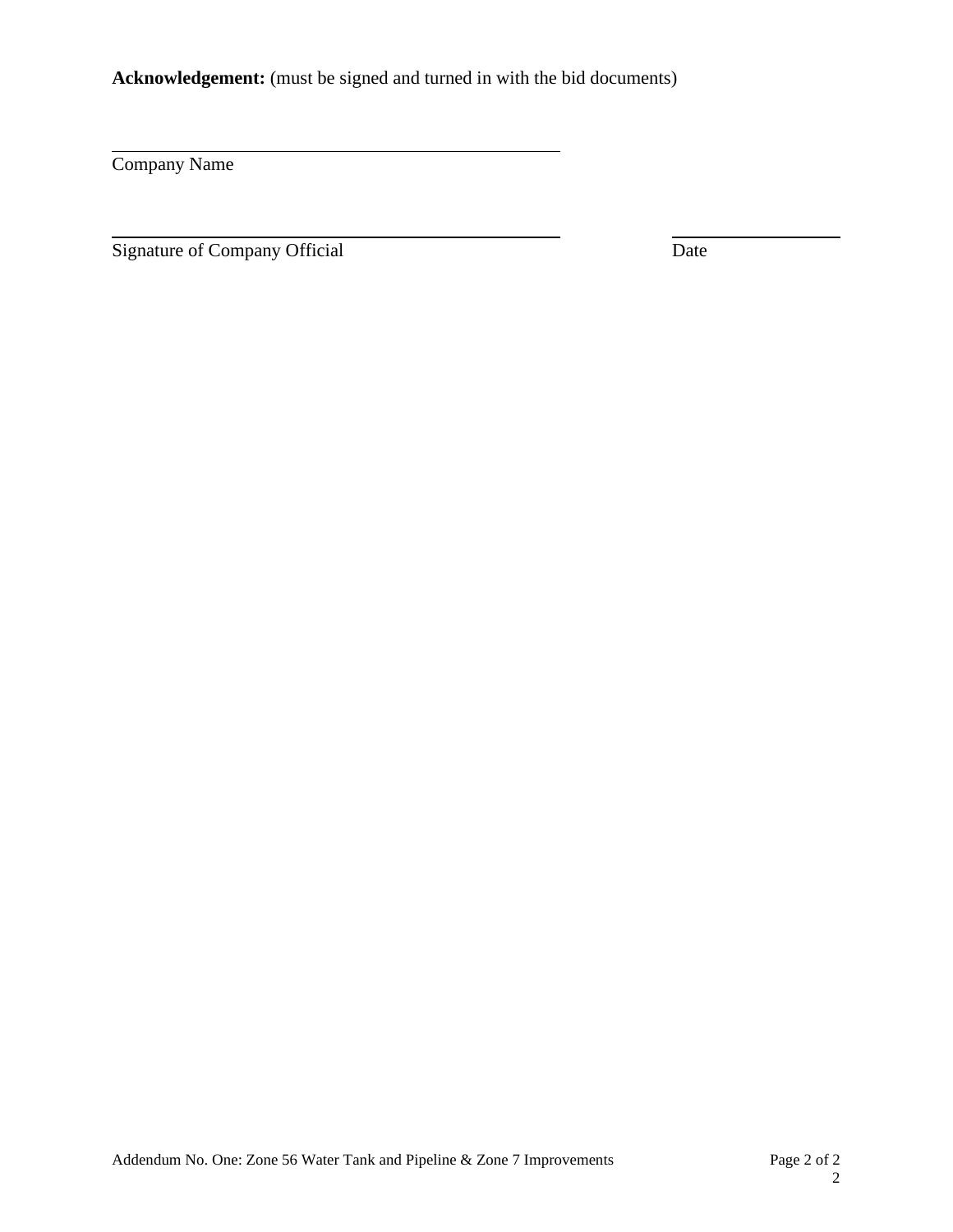**Acknowledgement:** (must be signed and turned in with the bid documents)

\_\_\_\_\_\_\_\_\_\_\_\_\_\_\_\_\_\_\_\_\_\_\_\_\_\_\_\_\_\_\_\_\_\_\_\_\_\_\_\_

Company Name

\_\_\_\_\_\_\_\_\_\_\_\_\_\_\_\_\_\_\_\_\_\_\_\_\_\_\_\_\_\_\_\_\_\_\_\_\_\_\_\_ \_\_\_\_\_\_\_\_\_\_\_\_\_\_\_\_

Signature of Company Official Date